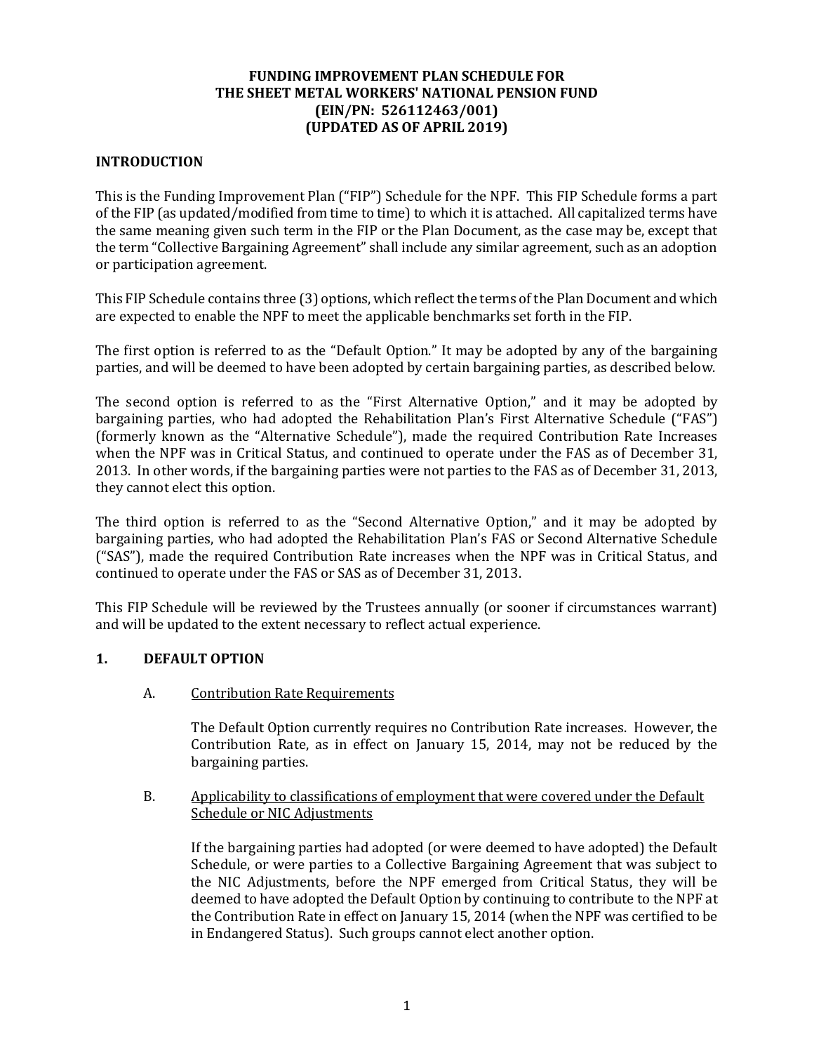# FUNDING IMPROVEMENT PLAN SCHEDULE FOR THE SHEET METAL WORKERS' NATIONAL PENSION FUND (EIN/PN: 526112463/001) (UPDATED AS OF APRIL 2019)

## INTRODUCTION

This is the Funding Improvement Plan ("FIP") Schedule for the NPF. This FIP Schedule forms a part of the FIP (as updated/modified from time to time) to which it is attached. All capitalized terms have the same meaning given such term in the FIP or the Plan Document, as the case may be, except that the term "Collective Bargaining Agreement" shall include any similar agreement, such as an adoption or participation agreement.

This FIP Schedule contains three (3) options, which reflect the terms of the Plan Document and which are expected to enable the NPF to meet the applicable benchmarks set forth in the FIP.

The first option is referred to as the "Default Option." It may be adopted by any of the bargaining parties, and will be deemed to have been adopted by certain bargaining parties, as described below.

The second option is referred to as the "First Alternative Option," and it may be adopted by bargaining parties, who had adopted the Rehabilitation Plan's First Alternative Schedule ("FAS") (formerly known as the "Alternative Schedule"), made the required Contribution Rate Increases when the NPF was in Critical Status, and continued to operate under the FAS as of December 31, 2013. In other words, if the bargaining parties were not parties to the FAS as of December 31, 2013, they cannot elect this option.

The third option is referred to as the "Second Alternative Option," and it may be adopted by bargaining parties, who had adopted the Rehabilitation Plan's FAS or Second Alternative Schedule ("SAS"), made the required Contribution Rate increases when the NPF was in Critical Status, and continued to operate under the FAS or SAS as of December 31, 2013.

This FIP Schedule will be reviewed by the Trustees annually (or sooner if circumstances warrant) and will be updated to the extent necessary to reflect actual experience.

## 1. DEFAULT OPTION

### A. Contribution Rate Requirements

The Default Option currently requires no Contribution Rate increases. However, the Contribution Rate, as in effect on January 15, 2014, may not be reduced by the bargaining parties.

### B. Applicability to classifications of employment that were covered under the Default Schedule or NIC Adjustments

If the bargaining parties had adopted (or were deemed to have adopted) the Default Schedule, or were parties to a Collective Bargaining Agreement that was subject to the NIC Adjustments, before the NPF emerged from Critical Status, they will be deemed to have adopted the Default Option by continuing to contribute to the NPF at the Contribution Rate in effect on January 15, 2014 (when the NPF was certified to be in Endangered Status). Such groups cannot elect another option.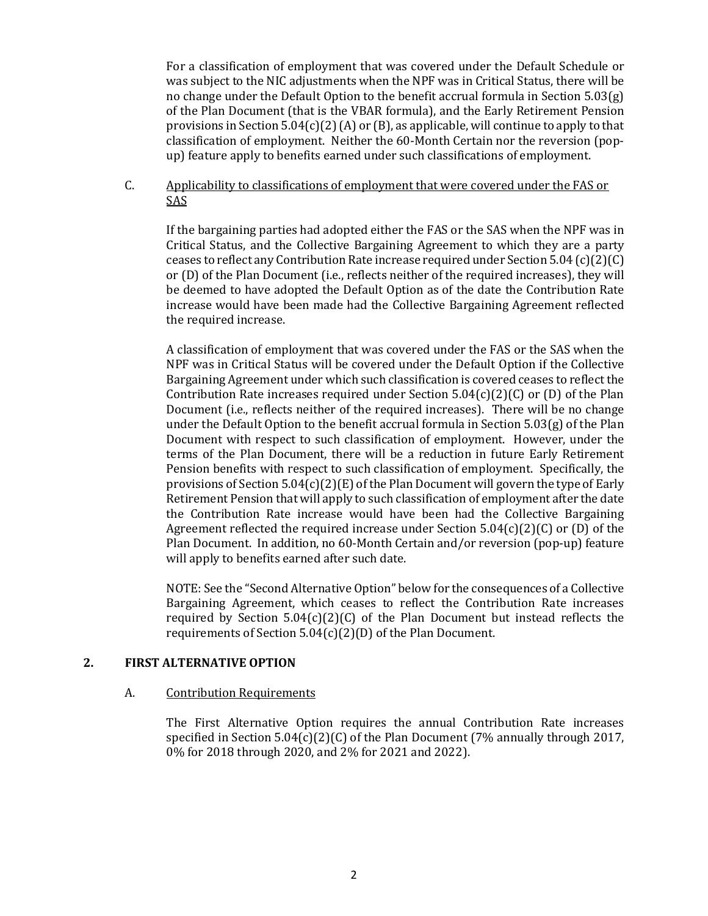For a classification of employment that was covered under the Default Schedule or was subject to the NIC adjustments when the NPF was in Critical Status, there will be no change under the Default Option to the benefit accrual formula in Section 5.03(g) of the Plan Document (that is the VBAR formula), and the Early Retirement Pension provisions in Section 5.04(c)(2) (A) or (B), as applicable, will continue to apply to that classification of employment. Neither the 60-Month Certain nor the reversion (pop-up) feature apply to benefits earned under such classifications of employment.

C. Applicability to classifications of employment that were covered under the FAS or SAS

If the bargaining parties had adopted either the FAS or the SAS when the NPF was in Critical Status, and the Collective Bargaining Agreement to which they are a party ceases to reflect any Contribution Rate increase required under Section 5.04 (c)(2)(C) or (D) of the Plan Document (i.e., reflects neither of the required increases), they will be deemed to have adopted the Default Option as of the date the Contribution Rate increase would have been made had the Collective Bargaining Agreement reflected the required increase.

A classification of employment that was covered under the FAS or the SAS when the NPF was in Critical Status will be covered under the Default Option if the Collective Bargaining Agreement under which such classification is covered ceases to reflect the Contribution Rate increases required under Section 5.04(c)(2)(C) or (D) of the Plan Document (i.e., reflects neither of the required increases). There will be no change under the Default Option to the benefit accrual formula in Section 5.03(g) of the Plan Document with respect to such classification of employment. However, under the terms of the Plan Document, there will be a reduction in future Early Retirement Pension benefits with respect to such classification of employment. Specifically, the provisions of Section 5.04(c)(2)(E) of the Plan Document will govern the type of Early Retirement Pension that will apply to such classification of employment after the date the Contribution Rate increase would have been had the Collective Bargaining Agreement reflected the required increase under Section 5.04(c)(2)(C) or (D) of the Plan Document. In addition, no 60-Month Certain and/or reversion (pop-up) feature will apply to benefits earned after such date.

NOTE: See the "Second Alternative Option" below for the consequences of a Collective Bargaining Agreement, which ceases to reflect the Contribution Rate increases required by Section 5.04(c)(2)(C) of the Plan Document but instead reflects the requirements of Section 5.04(c)(2)(D) of the Plan Document.

## 2. FIRST ALTERNATIVE OPTION

A. Contribution Requirements

The First Alternative Option requires the annual Contribution Rate increases specified in Section 5.04(c)(2)(C) of the Plan Document (7% annually through 2017, 0% for 2018 through 2020, and 2% for 2021 and 2022).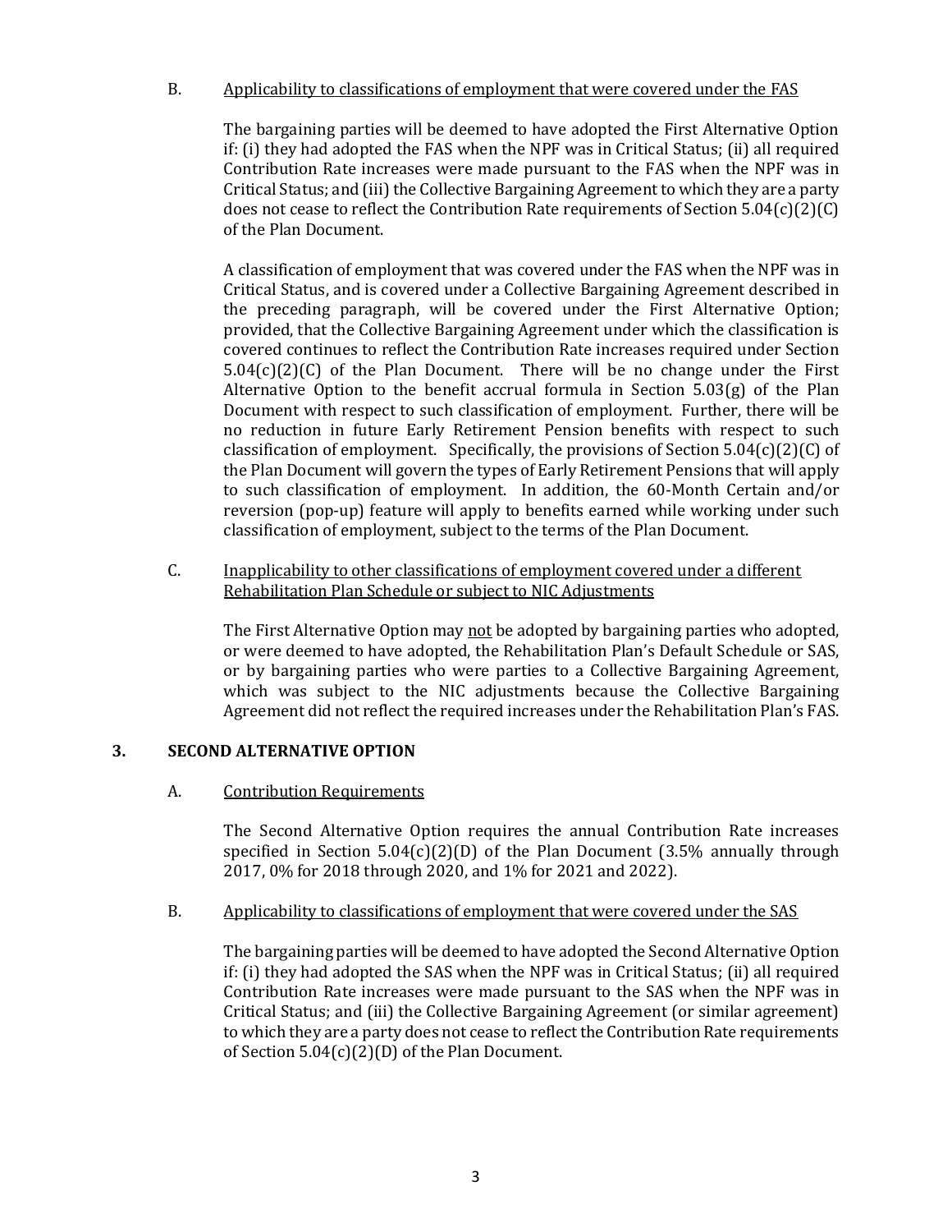B. <u>Applicability to classifications of employment that were covered under the FAS</u>

The bargaining parties will be deemed to have adopted the First Alternative Option if: (i) they had adopted the FAS when the NPF was in Critical Status; (ii) all required Contribution Rate increases were made pursuant to the FAS when the NPF was in Critical Status; and (iii) the Collective Bargaining Agreement to which they are a party does not cease to reflect the Contribution Rate requirements of Section 5.04(c)(2)(C) of the Plan Document.

A classification of employment that was covered under the FAS when the NPF was in Critical Status, and is covered under a Collective Bargaining Agreement described in the preceding paragraph, will be covered under the First Alternative Option; provided, that the Collective Bargaining Agreement under which the classification is covered continues to reflect the Contribution Rate increases required under Section 5.04(c)(2)(C) of the Plan Document. There will be no change under the First Alternative Option to the benefit accrual formula in Section 5.03(g) of the Plan Document with respect to such classification of employment. Further, there will be no reduction in future Early Retirement Pension benefits with respect to such classification of employment. Specifically, the provisions of Section 5.04(c)(2)(C) of the Plan Document will govern the types of Early Retirement Pensions that will apply to such classification of employment. In addition, the 60-Month Certain and/or reversion (pop-up) feature will apply to benefits earned while working under such classification of employment, subject to the terms of the Plan Document.

C. <u>Inapplicability to other classifications of employment covered under a different Rehabilitation Plan Schedule or subject to NIC Adjustments</u>

The First Alternative Option may <u>not</u> be adopted by bargaining parties who adopted, or were deemed to have adopted, the Rehabilitation Plan's Default Schedule or SAS, or by bargaining parties who were parties to a Collective Bargaining Agreement, which was subject to the NIC adjustments because the Collective Bargaining Agreement did not reflect the required increases under the Rehabilitation Plan's FAS.

## 3. SECOND ALTERNATIVE OPTION

A. <u>Contribution Requirements</u>

The Second Alternative Option requires the annual Contribution Rate increases specified in Section 5.04(c)(2)(D) of the Plan Document (3.5% annually through 2017, 0% for 2018 through 2020, and 1% for 2021 and 2022).

B. <u>Applicability to classifications of employment that were covered under the SAS</u>

The bargaining parties will be deemed to have adopted the Second Alternative Option if: (i) they had adopted the SAS when the NPF was in Critical Status; (ii) all required Contribution Rate increases were made pursuant to the SAS when the NPF was in Critical Status; and (iii) the Collective Bargaining Agreement (or similar agreement) to which they are a party does not cease to reflect the Contribution Rate requirements of Section 5.04(c)(2)(D) of the Plan Document.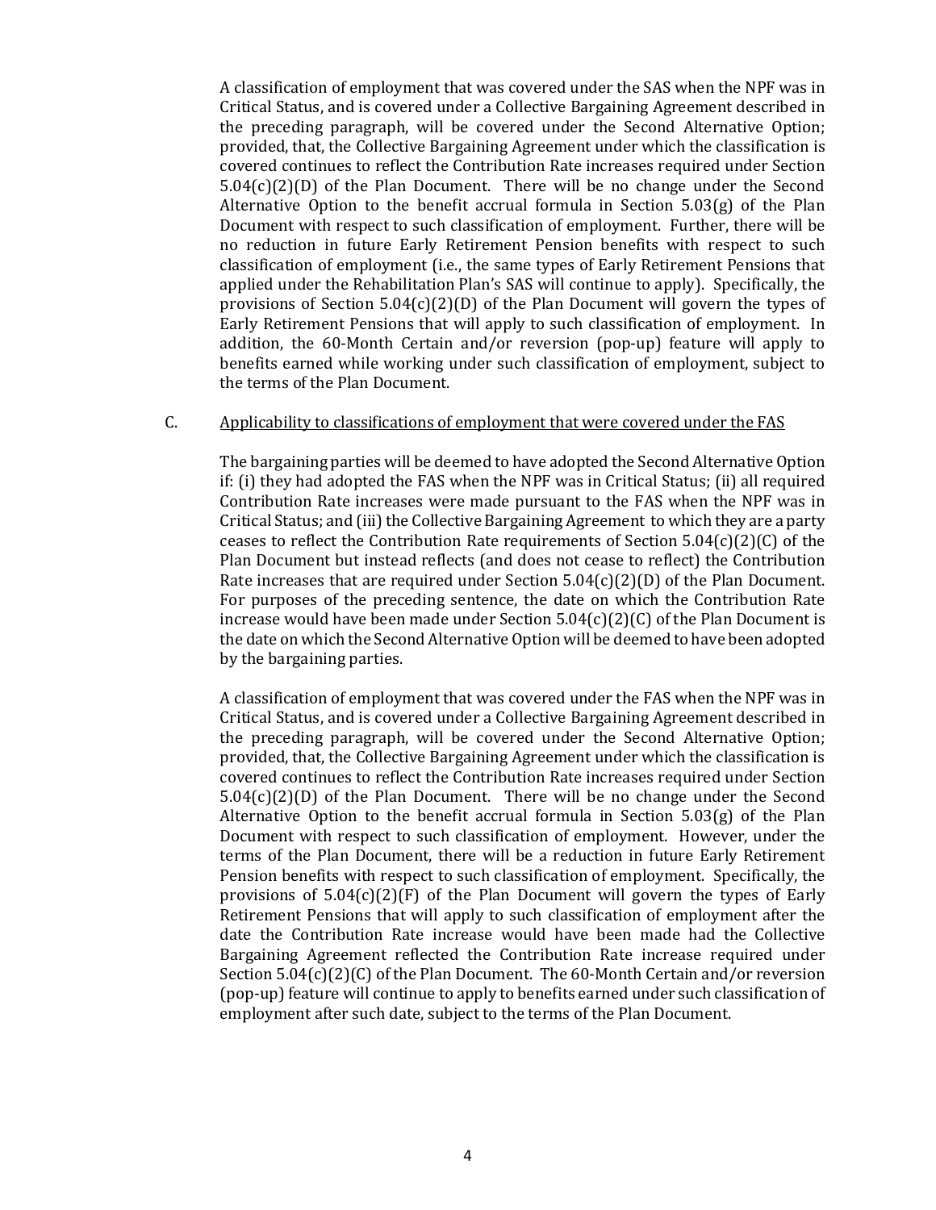A classification of employment that was covered under the SAS when the NPF was in Critical Status, and is covered under a Collective Bargaining Agreement described in the preceding paragraph, will be covered under the Second Alternative Option; provided, that, the Collective Bargaining Agreement under which the classification is covered continues to reflect the Contribution Rate increases required under Section 5.04(c)(2)(D) of the Plan Document. There will be no change under the Second Alternative Option to the benefit accrual formula in Section 5.03(g) of the Plan Document with respect to such classification of employment. Further, there will be no reduction in future Early Retirement Pension benefits with respect to such classification of employment (i.e., the same types of Early Retirement Pensions that applied under the Rehabilitation Plan's SAS will continue to apply). Specifically, the provisions of Section 5.04(c)(2)(D) of the Plan Document will govern the types of Early Retirement Pensions that will apply to such classification of employment. In addition, the 60-Month Certain and/or reversion (pop-up) feature will apply to benefits earned while working under such classification of employment, subject to the terms of the Plan Document.

C. Applicability to classifications of employment that were covered under the FAS

The bargaining parties will be deemed to have adopted the Second Alternative Option if: (i) they had adopted the FAS when the NPF was in Critical Status; (ii) all required Contribution Rate increases were made pursuant to the FAS when the NPF was in Critical Status; and (iii) the Collective Bargaining Agreement to which they are a party ceases to reflect the Contribution Rate requirements of Section 5.04(c)(2)(C) of the Plan Document but instead reflects (and does not cease to reflect) the Contribution Rate increases that are required under Section 5.04(c)(2)(D) of the Plan Document. For purposes of the preceding sentence, the date on which the Contribution Rate increase would have been made under Section 5.04(c)(2)(C) of the Plan Document is the date on which the Second Alternative Option will be deemed to have been adopted by the bargaining parties.

A classification of employment that was covered under the FAS when the NPF was in Critical Status, and is covered under a Collective Bargaining Agreement described in the preceding paragraph, will be covered under the Second Alternative Option; provided, that, the Collective Bargaining Agreement under which the classification is covered continues to reflect the Contribution Rate increases required under Section 5.04(c)(2)(D) of the Plan Document. There will be no change under the Second Alternative Option to the benefit accrual formula in Section 5.03(g) of the Plan Document with respect to such classification of employment. However, under the terms of the Plan Document, there will be a reduction in future Early Retirement Pension benefits with respect to such classification of employment. Specifically, the provisions of 5.04(c)(2)(F) of the Plan Document will govern the types of Early Retirement Pensions that will apply to such classification of employment after the date the Contribution Rate increase would have been made had the Collective Bargaining Agreement reflected the Contribution Rate increase required under Section 5.04(c)(2)(C) of the Plan Document. The 60-Month Certain and/or reversion (pop-up) feature will continue to apply to benefits earned under such classification of employment after such date, subject to the terms of the Plan Document.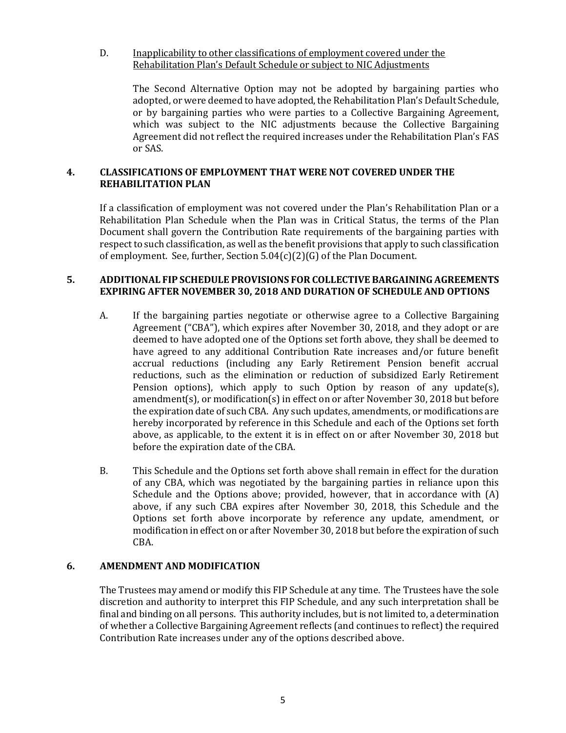D. Inapplicability to other classifications of employment covered under the Rehabilitation Plan's Default Schedule or subject to NIC Adjustments

The Second Alternative Option may not be adopted by bargaining parties who adopted, or were deemed to have adopted, the Rehabilitation Plan's Default Schedule, or by bargaining parties who were parties to a Collective Bargaining Agreement, which was subject to the NIC adjustments because the Collective Bargaining Agreement did not reflect the required increases under the Rehabilitation Plan's FAS or SAS.

## 4. CLASSIFICATIONS OF EMPLOYMENT THAT WERE NOT COVERED UNDER THE REHABILITATION PLAN

If a classification of employment was not covered under the Plan's Rehabilitation Plan or a Rehabilitation Plan Schedule when the Plan was in Critical Status, the terms of the Plan Document shall govern the Contribution Rate requirements of the bargaining parties with respect to such classification, as well as the benefit provisions that apply to such classification of employment. See, further, Section 5.04(c)(2)(G) of the Plan Document.

## 5. ADDITIONAL FIP SCHEDULE PROVISIONS FOR COLLECTIVE BARGAINING AGREEMENTS EXPIRING AFTER NOVEMBER 30, 2018 AND DURATION OF SCHEDULE AND OPTIONS

A. If the bargaining parties negotiate or otherwise agree to a Collective Bargaining Agreement ("CBA"), which expires after November 30, 2018, and they adopt or are deemed to have adopted one of the Options set forth above, they shall be deemed to have agreed to any additional Contribution Rate increases and/or future benefit accrual reductions (including any Early Retirement Pension benefit accrual reductions, such as the elimination or reduction of subsidized Early Retirement Pension options), which apply to such Option by reason of any update(s), amendment(s), or modification(s) in effect on or after November 30, 2018 but before the expiration date of such CBA. Any such updates, amendments, or modifications are hereby incorporated by reference in this Schedule and each of the Options set forth above, as applicable, to the extent it is in effect on or after November 30, 2018 but before the expiration date of the CBA.

B. This Schedule and the Options set forth above shall remain in effect for the duration of any CBA, which was negotiated by the bargaining parties in reliance upon this Schedule and the Options above; provided, however, that in accordance with (A) above, if any such CBA expires after November 30, 2018, this Schedule and the Options set forth above incorporate by reference any update, amendment, or modification in effect on or after November 30, 2018 but before the expiration of such CBA.

## 6. AMENDMENT AND MODIFICATION

The Trustees may amend or modify this FIP Schedule at any time. The Trustees have the sole discretion and authority to interpret this FIP Schedule, and any such interpretation shall be final and binding on all persons. This authority includes, but is not limited to, a determination of whether a Collective Bargaining Agreement reflects (and continues to reflect) the required Contribution Rate increases under any of the options described above.